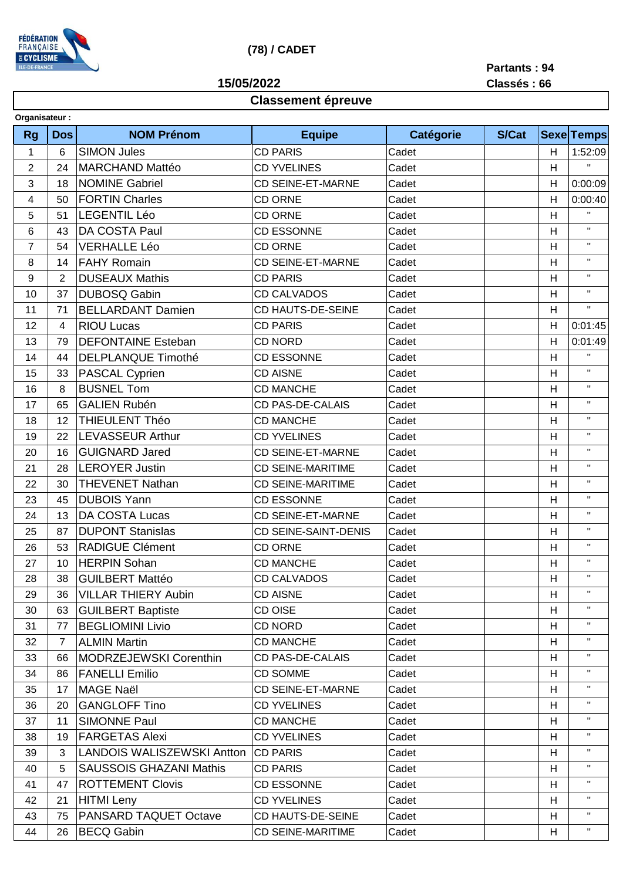FÉDÉRATION FRANÇAISE DE CYCLISME ILE-DE-FRANCE

**(78) / CADET**

**Partants : 94**

**15/05/2022**

**Classés : 66**

## Classement épreuve

**Organisateur :**

| Rg | Dos | NOM Prénom | Equipe | Catégorie | S/Cat | Sexe | Temps |
|---|---|---|---|---|---|---|---|
| 1 | 6 | SIMON Jules | CD PARIS | Cadet | | H | 1:52:09 |
| 2 | 24 | MARCHAND Mattéo | CD YVELINES | Cadet | | H | " |
| 3 | 18 | NOMINE Gabriel | CD SEINE-ET-MARNE | Cadet | | H | 0:00:09 |
| 4 | 50 | FORTIN Charles | CD ORNE | Cadet | | H | 0:00:40 |
| 5 | 51 | LEGENTIL Léo | CD ORNE | Cadet | | H | " |
| 6 | 43 | DA COSTA Paul | CD ESSONNE | Cadet | | H | " |
| 7 | 54 | VERHALLE Léo | CD ORNE | Cadet | | H | " |
| 8 | 14 | FAHY Romain | CD SEINE-ET-MARNE | Cadet | | H | " |
| 9 | 2 | DUSEAUX Mathis | CD PARIS | Cadet | | H | " |
| 10 | 37 | DUBOSQ Gabin | CD CALVADOS | Cadet | | H | " |
| 11 | 71 | BELLARDANT Damien | CD HAUTS-DE-SEINE | Cadet | | H | " |
| 12 | 4 | RIOU Lucas | CD PARIS | Cadet | | H | 0:01:45 |
| 13 | 79 | DEFONTAINE Esteban | CD NORD | Cadet | | H | 0:01:49 |
| 14 | 44 | DELPLANQUE Timothé | CD ESSONNE | Cadet | | H | " |
| 15 | 33 | PASCAL Cyprien | CD AISNE | Cadet | | H | " |
| 16 | 8 | BUSNEL Tom | CD MANCHE | Cadet | | H | " |
| 17 | 65 | GALIEN Rubén | CD PAS-DE-CALAIS | Cadet | | H | " |
| 18 | 12 | THIEULENT Théo | CD MANCHE | Cadet | | H | " |
| 19 | 22 | LEVASSEUR Arthur | CD YVELINES | Cadet | | H | " |
| 20 | 16 | GUIGNARD Jared | CD SEINE-ET-MARNE | Cadet | | H | " |
| 21 | 28 | LEROYER Justin | CD SEINE-MARITIME | Cadet | | H | " |
| 22 | 30 | THEVENET Nathan | CD SEINE-MARITIME | Cadet | | H | " |
| 23 | 45 | DUBOIS Yann | CD ESSONNE | Cadet | | H | " |
| 24 | 13 | DA COSTA Lucas | CD SEINE-ET-MARNE | Cadet | | H | " |
| 25 | 87 | DUPONT Stanislas | CD SEINE-SAINT-DENIS | Cadet | | H | " |
| 26 | 53 | RADIGUE Clément | CD ORNE | Cadet | | H | " |
| 27 | 10 | HERPIN Sohan | CD MANCHE | Cadet | | H | " |
| 28 | 38 | GUILBERT Mattéo | CD CALVADOS | Cadet | | H | " |
| 29 | 36 | VILLAR THIERY Aubin | CD AISNE | Cadet | | H | " |
| 30 | 63 | GUILBERT Baptiste | CD OISE | Cadet | | H | " |
| 31 | 77 | BEGLIOMINI Livio | CD NORD | Cadet | | H | " |
| 32 | 7 | ALMIN Martin | CD MANCHE | Cadet | | H | " |
| 33 | 66 | MODRZEJEWSKI Corenthin | CD PAS-DE-CALAIS | Cadet | | H | " |
| 34 | 86 | FANELLI Emilio | CD SOMME | Cadet | | H | " |
| 35 | 17 | MAGE Naël | CD SEINE-ET-MARNE | Cadet | | H | " |
| 36 | 20 | GANGLOFF Tino | CD YVELINES | Cadet | | H | " |
| 37 | 11 | SIMONNE Paul | CD MANCHE | Cadet | | H | " |
| 38 | 19 | FARGETAS Alexi | CD YVELINES | Cadet | | H | " |
| 39 | 3 | LANDOIS WALISZEWSKI Antton | CD PARIS | Cadet | | H | " |
| 40 | 5 | SAUSSOIS GHAZANI Mathis | CD PARIS | Cadet | | H | " |
| 41 | 47 | ROTTEMENT Clovis | CD ESSONNE | Cadet | | H | " |
| 42 | 21 | HITMI Leny | CD YVELINES | Cadet | | H | " |
| 43 | 75 | PANSARD TAQUET Octave | CD HAUTS-DE-SEINE | Cadet | | H | " |
| 44 | 26 | BECQ Gabin | CD SEINE-MARITIME | Cadet | | H | " |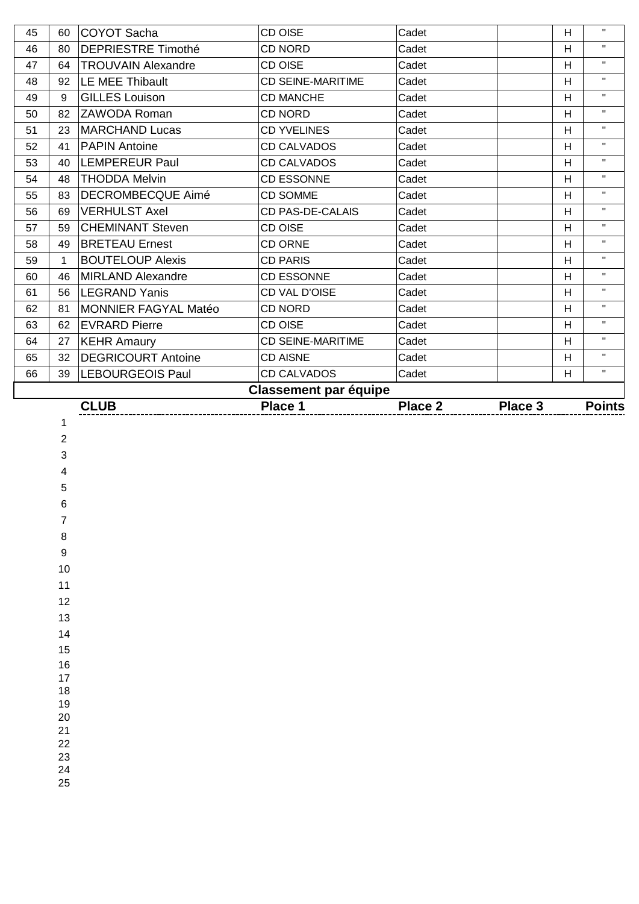| | | | | | | | |
|---|---|---|---|---|---|---|---|
| 45 | 60 | COYOT Sacha | CD OISE | Cadet | | H | " |
| 46 | 80 | DEPRIESTRE Timothé | CD NORD | Cadet | | H | " |
| 47 | 64 | TROUVAIN Alexandre | CD OISE | Cadet | | H | " |
| 48 | 92 | LE MEE Thibault | CD SEINE-MARITIME | Cadet | | H | " |
| 49 | 9 | GILLES Louison | CD MANCHE | Cadet | | H | " |
| 50 | 82 | ZAWODA Roman | CD NORD | Cadet | | H | " |
| 51 | 23 | MARCHAND Lucas | CD YVELINES | Cadet | | H | " |
| 52 | 41 | PAPIN Antoine | CD CALVADOS | Cadet | | H | " |
| 53 | 40 | LEMPEREUR Paul | CD CALVADOS | Cadet | | H | " |
| 54 | 48 | THODDA Melvin | CD ESSONNE | Cadet | | H | " |
| 55 | 83 | DECROMBECQUE Aimé | CD SOMME | Cadet | | H | " |
| 56 | 69 | VERHULST Axel | CD PAS-DE-CALAIS | Cadet | | H | " |
| 57 | 59 | CHEMINANT Steven | CD OISE | Cadet | | H | " |
| 58 | 49 | BRETEAU Ernest | CD ORNE | Cadet | | H | " |
| 59 | 1 | BOUTELOUP Alexis | CD PARIS | Cadet | | H | " |
| 60 | 46 | MIRLAND Alexandre | CD ESSONNE | Cadet | | H | " |
| 61 | 56 | LEGRAND Yanis | CD VAL D'OISE | Cadet | | H | " |
| 62 | 81 | MONNIER FAGYAL Matéo | CD NORD | Cadet | | H | " |
| 63 | 62 | EVRARD Pierre | CD OISE | Cadet | | H | " |
| 64 | 27 | KEHR Amaury | CD SEINE-MARITIME | Cadet | | H | " |
| 65 | 32 | DEGRICOURT Antoine | CD AISNE | Cadet | | H | " |
| 66 | 39 | LEBOURGEOIS Paul | CD CALVADOS | Cadet | | H | " |

**Classement par équipe**

| | CLUB | Place 1 | Place 2 | Place 3 | Points |
|---|---|---|---|---|---|
| 1 | | | | | |
| 2 | | | | | |
| 3 | | | | | |
| 4 | | | | | |
| 5 | | | | | |
| 6 | | | | | |
| 7 | | | | | |
| 8 | | | | | |
| 9 | | | | | |
| 10 | | | | | |
| 11 | | | | | |
| 12 | | | | | |
| 13 | | | | | |
| 14 | | | | | |
| 15 | | | | | |
| 16 | | | | | |
| 17 | | | | | |
| 18 | | | | | |
| 19 | | | | | |
| 20 | | | | | |
| 21 | | | | | |
| 22 | | | | | |
| 23 | | | | | |
| 24 | | | | | |
| 25 | | | | | |